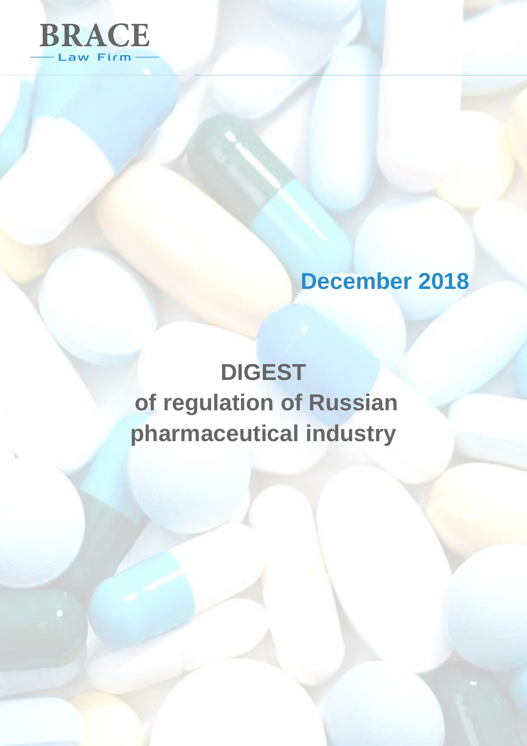BRACE

Law Firm

December 2018

# DIGEST
## of regulation of Russian pharmaceutical industry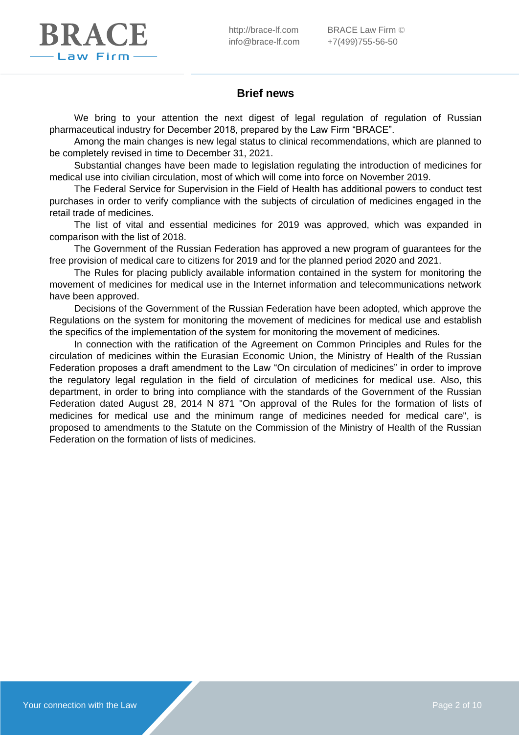## Brief news

We bring to your attention the next digest of legal regulation of regulation of Russian pharmaceutical industry for December 2018, prepared by the Law Firm "BRACE".

Among the main changes is new legal status to clinical recommendations, which are planned to be completely revised in time to December 31, 2021.

Substantial changes have been made to legislation regulating the introduction of medicines for medical use into civilian circulation, most of which will come into force on November 2019.

The Federal Service for Supervision in the Field of Health has additional powers to conduct test purchases in order to verify compliance with the subjects of circulation of medicines engaged in the retail trade of medicines.

The list of vital and essential medicines for 2019 was approved, which was expanded in comparison with the list of 2018.

The Government of the Russian Federation has approved a new program of guarantees for the free provision of medical care to citizens for 2019 and for the planned period 2020 and 2021.

The Rules for placing publicly available information contained in the system for monitoring the movement of medicines for medical use in the Internet information and telecommunications network have been approved.

Decisions of the Government of the Russian Federation have been adopted, which approve the Regulations on the system for monitoring the movement of medicines for medical use and establish the specifics of the implementation of the system for monitoring the movement of medicines.

In connection with the ratification of the Agreement on Common Principles and Rules for the circulation of medicines within the Eurasian Economic Union, the Ministry of Health of the Russian Federation proposes a draft amendment to the Law "On circulation of medicines" in order to improve the regulatory legal regulation in the field of circulation of medicines for medical use. Also, this department, in order to bring into compliance with the standards of the Government of the Russian Federation dated August 28, 2014 N 871 "On approval of the Rules for the formation of lists of medicines for medical use and the minimum range of medicines needed for medical care", is proposed to amendments to the Statute on the Commission of the Ministry of Health of the Russian Federation on the formation of lists of medicines.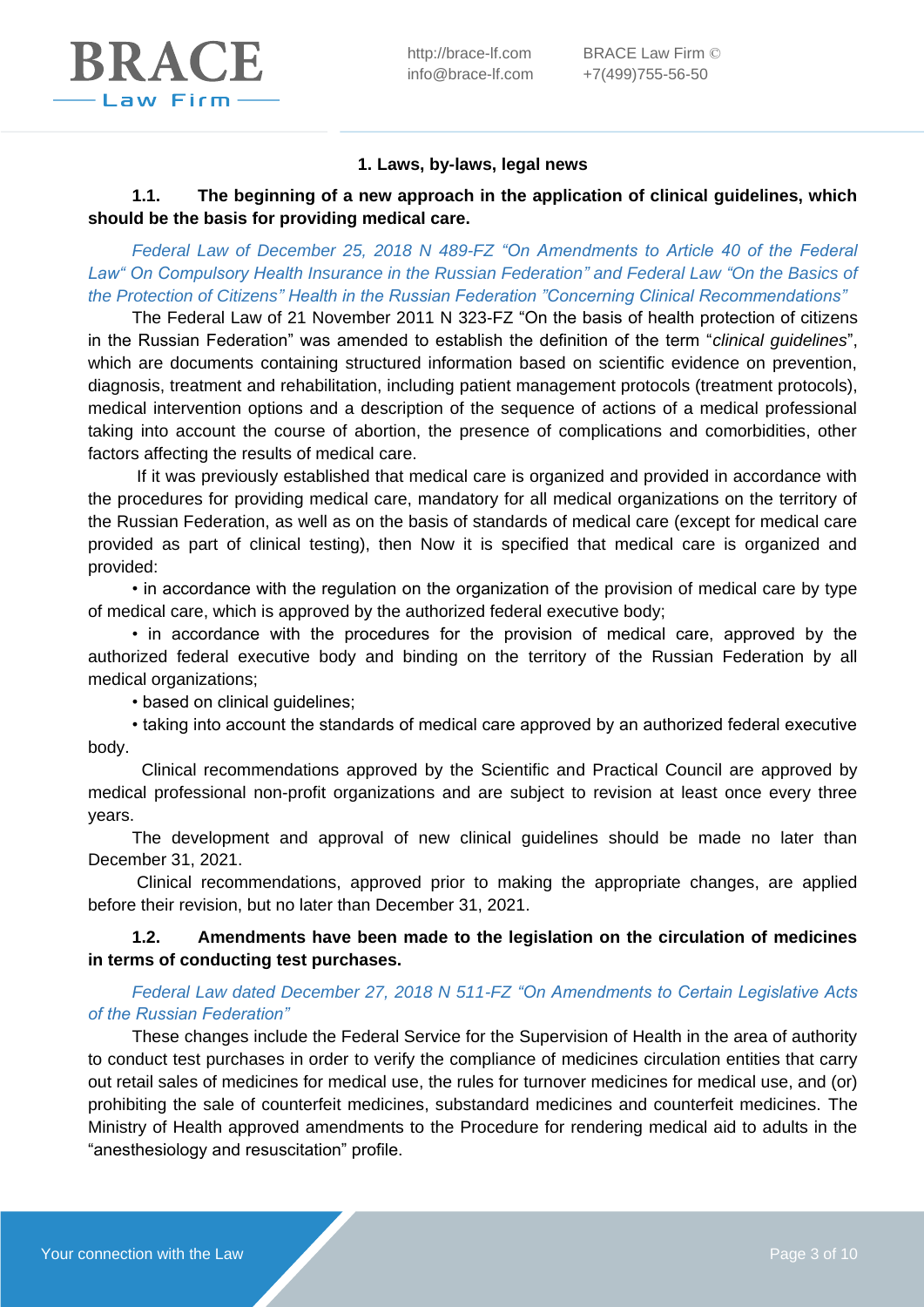## 1. Laws, by-laws, legal news

### 1.1. The beginning of a new approach in the application of clinical guidelines, which should be the basis for providing medical care.

*Federal Law of December 25, 2018 N 489-FZ "On Amendments to Article 40 of the Federal Law" On Compulsory Health Insurance in the Russian Federation" and Federal Law "On the Basics of the Protection of Citizens" Health in the Russian Federation "Concerning Clinical Recommendations"*

The Federal Law of 21 November 2011 N 323-FZ "On the basis of health protection of citizens in the Russian Federation" was amended to establish the definition of the term "*clinical guidelines*", which are documents containing structured information based on scientific evidence on prevention, diagnosis, treatment and rehabilitation, including patient management protocols (treatment protocols), medical intervention options and a description of the sequence of actions of a medical professional taking into account the course of abortion, the presence of complications and comorbidities, other factors affecting the results of medical care.

If it was previously established that medical care is organized and provided in accordance with the procedures for providing medical care, mandatory for all medical organizations on the territory of the Russian Federation, as well as on the basis of standards of medical care (except for medical care provided as part of clinical testing), then Now it is specified that medical care is organized and provided:

- in accordance with the regulation on the organization of the provision of medical care by type of medical care, which is approved by the authorized federal executive body;
- in accordance with the procedures for the provision of medical care, approved by the authorized federal executive body and binding on the territory of the Russian Federation by all medical organizations;
- based on clinical guidelines;
- taking into account the standards of medical care approved by an authorized federal executive body.

Clinical recommendations approved by the Scientific and Practical Council are approved by medical professional non-profit organizations and are subject to revision at least once every three years.

The development and approval of new clinical guidelines should be made no later than December 31, 2021.

Clinical recommendations, approved prior to making the appropriate changes, are applied before their revision, but no later than December 31, 2021.

### 1.2. Amendments have been made to the legislation on the circulation of medicines in terms of conducting test purchases.

*Federal Law dated December 27, 2018 N 511-FZ "On Amendments to Certain Legislative Acts of the Russian Federation"*

These changes include the Federal Service for the Supervision of Health in the area of authority to conduct test purchases in order to verify the compliance of medicines circulation entities that carry out retail sales of medicines for medical use, the rules for turnover medicines for medical use, and (or) prohibiting the sale of counterfeit medicines, substandard medicines and counterfeit medicines. The Ministry of Health approved amendments to the Procedure for rendering medical aid to adults in the "anesthesiology and resuscitation" profile.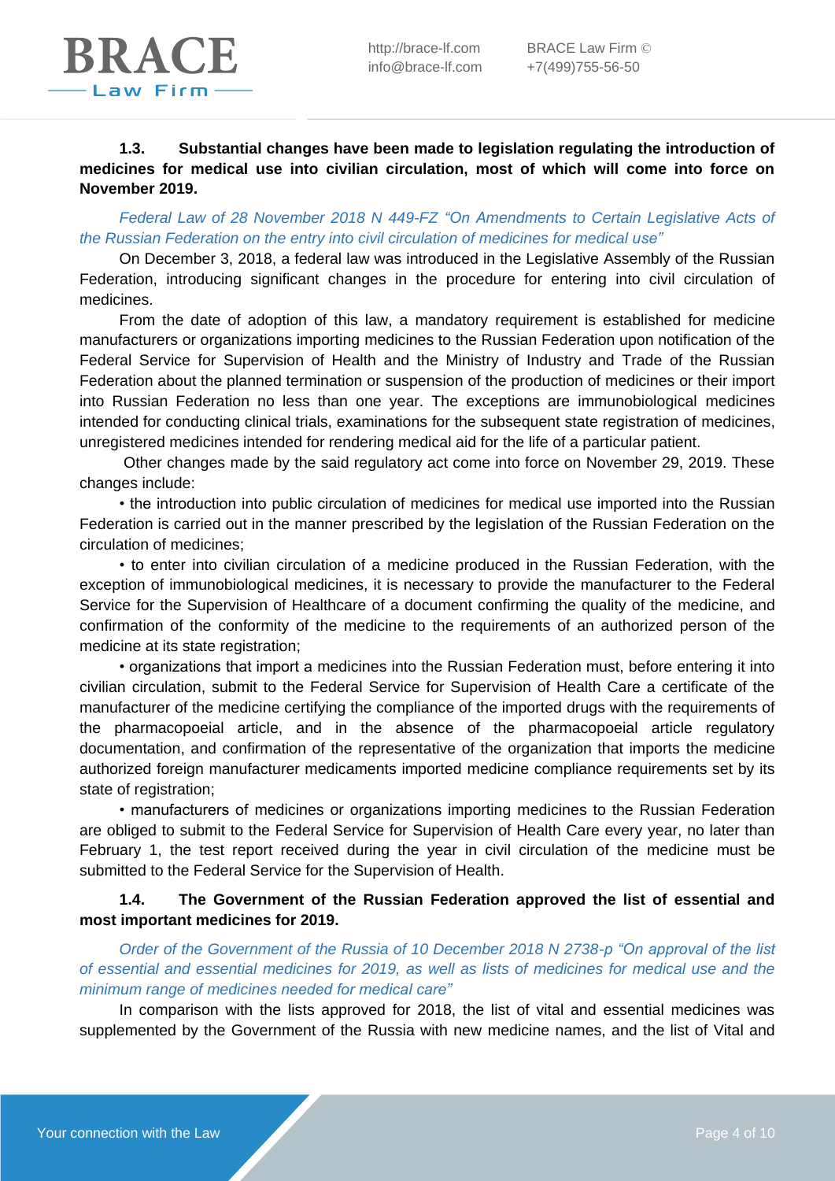**1.3. Substantial changes have been made to legislation regulating the introduction of medicines for medical use into civilian circulation, most of which will come into force on November 2019.**

*Federal Law of 28 November 2018 N 449-FZ "On Amendments to Certain Legislative Acts of the Russian Federation on the entry into civil circulation of medicines for medical use"*

On December 3, 2018, a federal law was introduced in the Legislative Assembly of the Russian Federation, introducing significant changes in the procedure for entering into civil circulation of medicines.

From the date of adoption of this law, a mandatory requirement is established for medicine manufacturers or organizations importing medicines to the Russian Federation upon notification of the Federal Service for Supervision of Health and the Ministry of Industry and Trade of the Russian Federation about the planned termination or suspension of the production of medicines or their import into Russian Federation no less than one year. The exceptions are immunobiological medicines intended for conducting clinical trials, examinations for the subsequent state registration of medicines, unregistered medicines intended for rendering medical aid for the life of a particular patient.

Other changes made by the said regulatory act come into force on November 29, 2019. These changes include:

• the introduction into public circulation of medicines for medical use imported into the Russian Federation is carried out in the manner prescribed by the legislation of the Russian Federation on the circulation of medicines;

• to enter into civilian circulation of a medicine produced in the Russian Federation, with the exception of immunobiological medicines, it is necessary to provide the manufacturer to the Federal Service for the Supervision of Healthcare of a document confirming the quality of the medicine, and confirmation of the conformity of the medicine to the requirements of an authorized person of the medicine at its state registration;

• organizations that import a medicines into the Russian Federation must, before entering it into civilian circulation, submit to the Federal Service for Supervision of Health Care a certificate of the manufacturer of the medicine certifying the compliance of the imported drugs with the requirements of the pharmacopoeial article, and in the absence of the pharmacopoeial article regulatory documentation, and confirmation of the representative of the organization that imports the medicine authorized foreign manufacturer medicaments imported medicine compliance requirements set by its state of registration;

• manufacturers of medicines or organizations importing medicines to the Russian Federation are obliged to submit to the Federal Service for Supervision of Health Care every year, no later than February 1, the test report received during the year in civil circulation of the medicine must be submitted to the Federal Service for the Supervision of Health.

**1.4. The Government of the Russian Federation approved the list of essential and most important medicines for 2019.**

*Order of the Government of the Russia of 10 December 2018 N 2738-p "On approval of the list of essential and essential medicines for 2019, as well as lists of medicines for medical use and the minimum range of medicines needed for medical care"*

In comparison with the lists approved for 2018, the list of vital and essential medicines was supplemented by the Government of the Russia with new medicine names, and the list of Vital and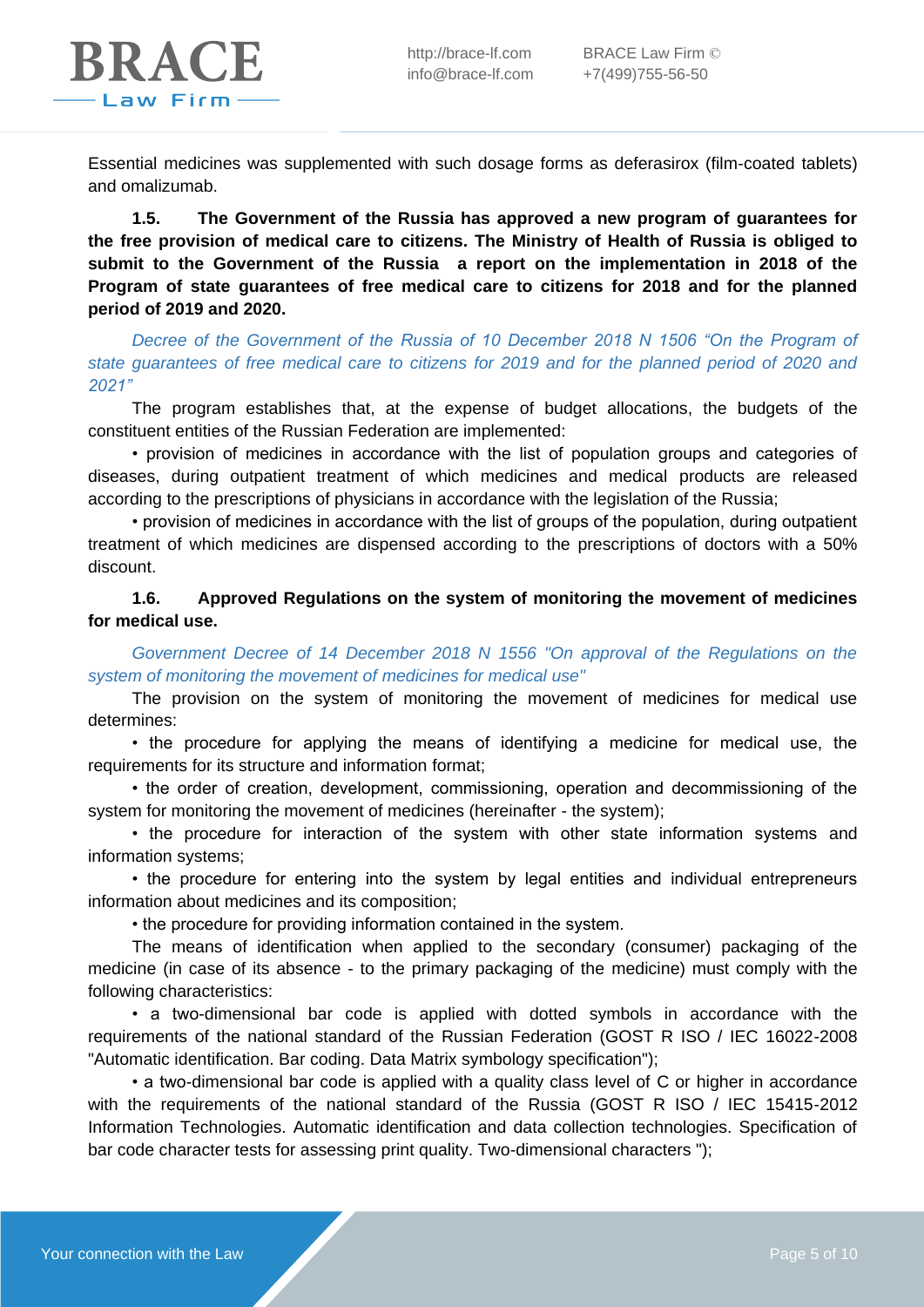Essential medicines was supplemented with such dosage forms as deferasirox (film-coated tablets) and omalizumab.

**1.5. The Government of the Russia has approved a new program of guarantees for the free provision of medical care to citizens. The Ministry of Health of Russia is obliged to submit to the Government of the Russia a report on the implementation in 2018 of the Program of state guarantees of free medical care to citizens for 2018 and for the planned period of 2019 and 2020.**

*Decree of the Government of the Russia of 10 December 2018 N 1506 "On the Program of state guarantees of free medical care to citizens for 2019 and for the planned period of 2020 and 2021"*

The program establishes that, at the expense of budget allocations, the budgets of the constituent entities of the Russian Federation are implemented:

- provision of medicines in accordance with the list of population groups and categories of diseases, during outpatient treatment of which medicines and medical products are released according to the prescriptions of physicians in accordance with the legislation of the Russia;
- provision of medicines in accordance with the list of groups of the population, during outpatient treatment of which medicines are dispensed according to the prescriptions of doctors with a 50% discount.

**1.6. Approved Regulations on the system of monitoring the movement of medicines for medical use.**

*Government Decree of 14 December 2018 N 1556 "On approval of the Regulations on the system of monitoring the movement of medicines for medical use"*

The provision on the system of monitoring the movement of medicines for medical use determines:

- the procedure for applying the means of identifying a medicine for medical use, the requirements for its structure and information format;
- the order of creation, development, commissioning, operation and decommissioning of the system for monitoring the movement of medicines (hereinafter - the system);
- the procedure for interaction of the system with other state information systems and information systems;
- the procedure for entering into the system by legal entities and individual entrepreneurs information about medicines and its composition;
- the procedure for providing information contained in the system.

The means of identification when applied to the secondary (consumer) packaging of the medicine (in case of its absence - to the primary packaging of the medicine) must comply with the following characteristics:

- a two-dimensional bar code is applied with dotted symbols in accordance with the requirements of the national standard of the Russian Federation (GOST R ISO / IEC 16022-2008 "Automatic identification. Bar coding. Data Matrix symbology specification");
- a two-dimensional bar code is applied with a quality class level of C or higher in accordance with the requirements of the national standard of the Russia (GOST R ISO / IEC 15415-2012 Information Technologies. Automatic identification and data collection technologies. Specification of bar code character tests for assessing print quality. Two-dimensional characters ");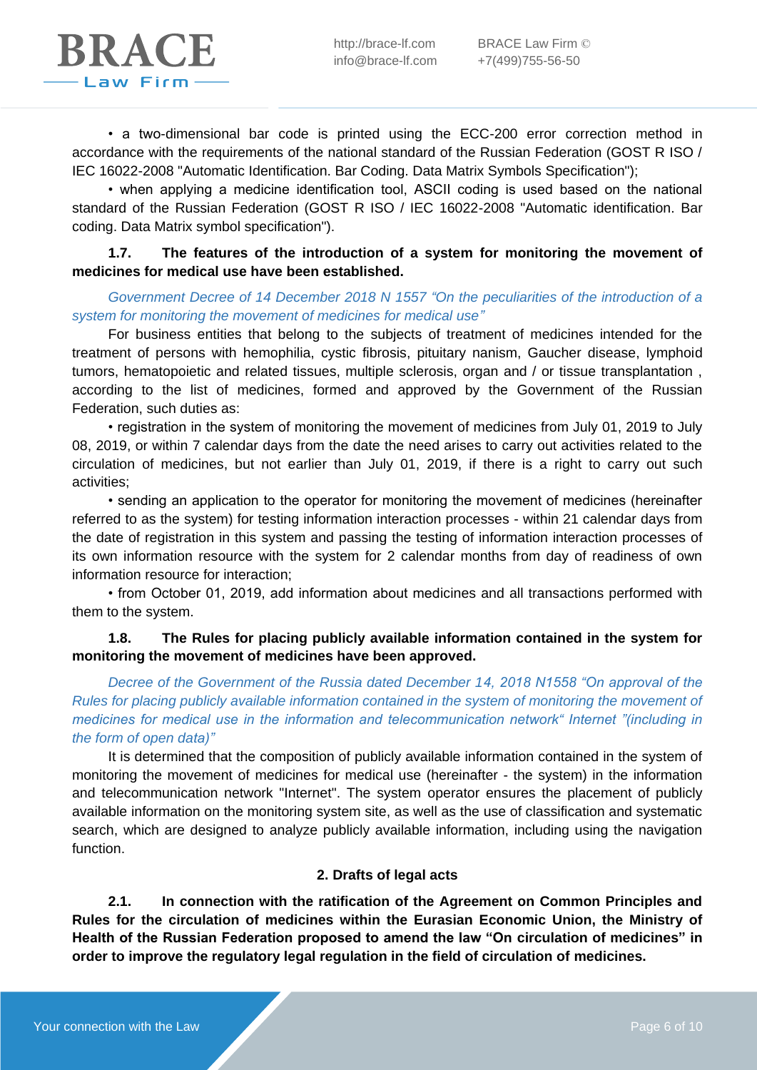• a two-dimensional bar code is printed using the ECC-200 error correction method in accordance with the requirements of the national standard of the Russian Federation (GOST R ISO / IEC 16022-2008 "Automatic Identification. Bar Coding. Data Matrix Symbols Specification");

• when applying a medicine identification tool, ASCII coding is used based on the national standard of the Russian Federation (GOST R ISO / IEC 16022-2008 "Automatic identification. Bar coding. Data Matrix symbol specification").

**1.7. The features of the introduction of a system for monitoring the movement of medicines for medical use have been established.**

*Government Decree of 14 December 2018 N 1557 "On the peculiarities of the introduction of a system for monitoring the movement of medicines for medical use"*

For business entities that belong to the subjects of treatment of medicines intended for the treatment of persons with hemophilia, cystic fibrosis, pituitary nanism, Gaucher disease, lymphoid tumors, hematopoietic and related tissues, multiple sclerosis, organ and / or tissue transplantation , according to the list of medicines, formed and approved by the Government of the Russian Federation, such duties as:

• registration in the system of monitoring the movement of medicines from July 01, 2019 to July 08, 2019, or within 7 calendar days from the date the need arises to carry out activities related to the circulation of medicines, but not earlier than July 01, 2019, if there is a right to carry out such activities;

• sending an application to the operator for monitoring the movement of medicines (hereinafter referred to as the system) for testing information interaction processes - within 21 calendar days from the date of registration in this system and passing the testing of information interaction processes of its own information resource with the system for 2 calendar months from day of readiness of own information resource for interaction;

• from October 01, 2019, add information about medicines and all transactions performed with them to the system.

**1.8. The Rules for placing publicly available information contained in the system for monitoring the movement of medicines have been approved.**

*Decree of the Government of the Russia dated December 14, 2018 N1558 "On approval of the Rules for placing publicly available information contained in the system of monitoring the movement of medicines for medical use in the information and telecommunication network" Internet "(including in the form of open data)"*

It is determined that the composition of publicly available information contained in the system of monitoring the movement of medicines for medical use (hereinafter - the system) in the information and telecommunication network "Internet". The system operator ensures the placement of publicly available information on the monitoring system site, as well as the use of classification and systematic search, which are designed to analyze publicly available information, including using the navigation function.

## 2. Drafts of legal acts

**2.1. In connection with the ratification of the Agreement on Common Principles and Rules for the circulation of medicines within the Eurasian Economic Union, the Ministry of Health of the Russian Federation proposed to amend the law "On circulation of medicines" in order to improve the regulatory legal regulation in the field of circulation of medicines.**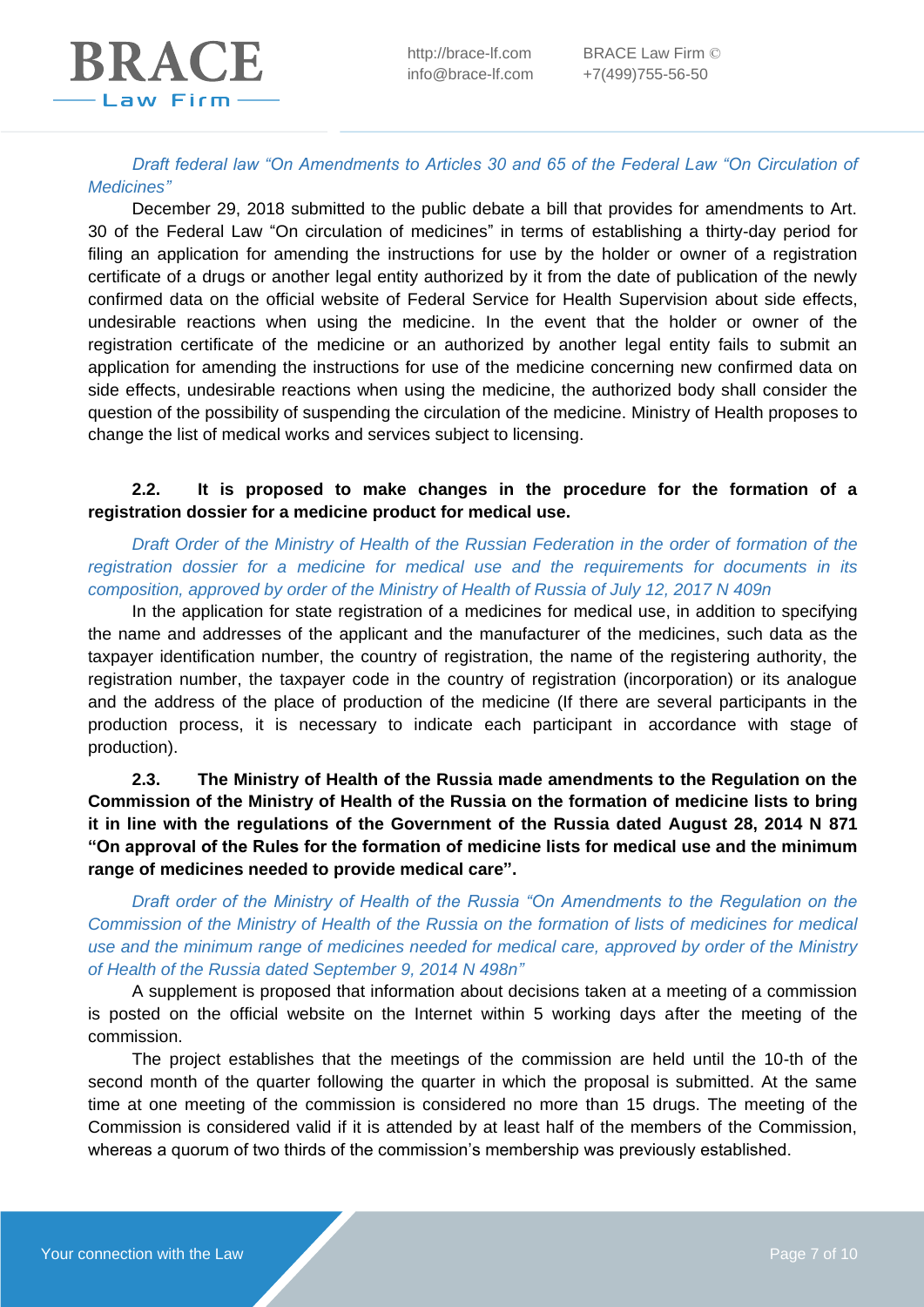*Draft federal law "On Amendments to Articles 30 and 65 of the Federal Law "On Circulation of Medicines"*

December 29, 2018 submitted to the public debate a bill that provides for amendments to Art. 30 of the Federal Law "On circulation of medicines" in terms of establishing a thirty-day period for filing an application for amending the instructions for use by the holder or owner of a registration certificate of a drugs or another legal entity authorized by it from the date of publication of the newly confirmed data on the official website of Federal Service for Health Supervision about side effects, undesirable reactions when using the medicine. In the event that the holder or owner of the registration certificate of the medicine or an authorized by another legal entity fails to submit an application for amending the instructions for use of the medicine concerning new confirmed data on side effects, undesirable reactions when using the medicine, the authorized body shall consider the question of the possibility of suspending the circulation of the medicine. Ministry of Health proposes to change the list of medical works and services subject to licensing.

**2.2. It is proposed to make changes in the procedure for the formation of a registration dossier for a medicine product for medical use.**

*Draft Order of the Ministry of Health of the Russian Federation in the order of formation of the registration dossier for a medicine for medical use and the requirements for documents in its composition, approved by order of the Ministry of Health of Russia of July 12, 2017 N 409n*

In the application for state registration of a medicines for medical use, in addition to specifying the name and addresses of the applicant and the manufacturer of the medicines, such data as the taxpayer identification number, the country of registration, the name of the registering authority, the registration number, the taxpayer code in the country of registration (incorporation) or its analogue and the address of the place of production of the medicine (If there are several participants in the production process, it is necessary to indicate each participant in accordance with stage of production).

**2.3. The Ministry of Health of the Russia made amendments to the Regulation on the Commission of the Ministry of Health of the Russia on the formation of medicine lists to bring it in line with the regulations of the Government of the Russia dated August 28, 2014 N 871 "On approval of the Rules for the formation of medicine lists for medical use and the minimum range of medicines needed to provide medical care".**

*Draft order of the Ministry of Health of the Russia "On Amendments to the Regulation on the Commission of the Ministry of Health of the Russia on the formation of lists of medicines for medical use and the minimum range of medicines needed for medical care, approved by order of the Ministry of Health of the Russia dated September 9, 2014 N 498n"*

A supplement is proposed that information about decisions taken at a meeting of a commission is posted on the official website on the Internet within 5 working days after the meeting of the commission.

The project establishes that the meetings of the commission are held until the 10-th of the second month of the quarter following the quarter in which the proposal is submitted. At the same time at one meeting of the commission is considered no more than 15 drugs. The meeting of the Commission is considered valid if it is attended by at least half of the members of the Commission, whereas a quorum of two thirds of the commission's membership was previously established.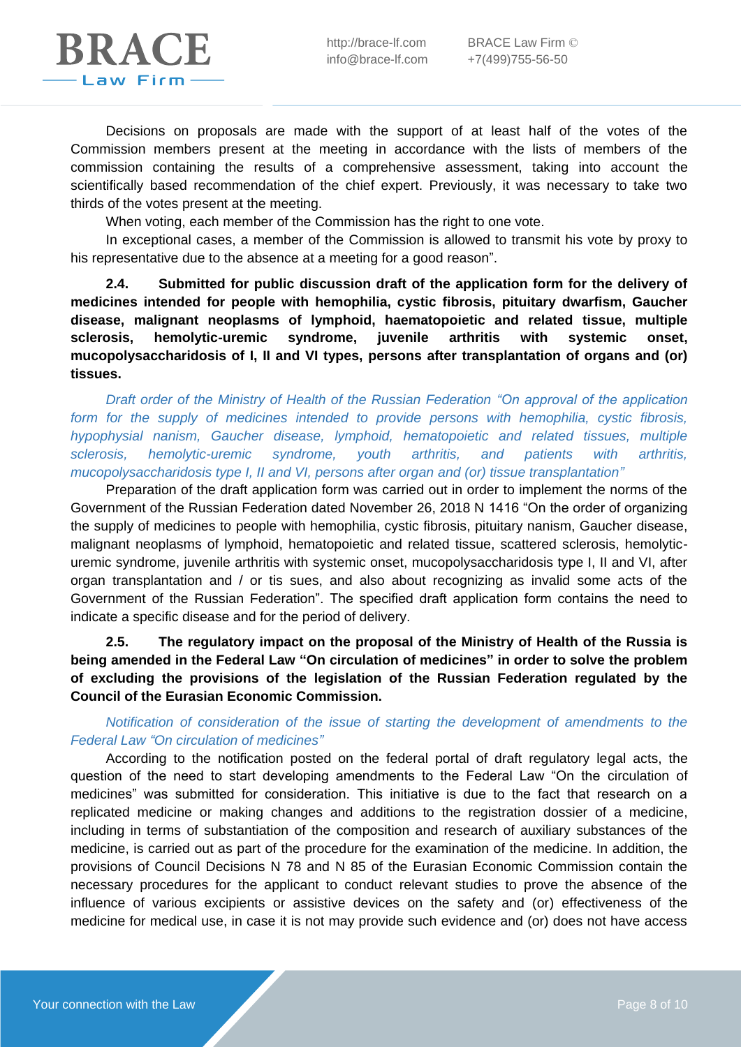Decisions on proposals are made with the support of at least half of the votes of the Commission members present at the meeting in accordance with the lists of members of the commission containing the results of a comprehensive assessment, taking into account the scientifically based recommendation of the chief expert. Previously, it was necessary to take two thirds of the votes present at the meeting.

When voting, each member of the Commission has the right to one vote.

In exceptional cases, a member of the Commission is allowed to transmit his vote by proxy to his representative due to the absence at a meeting for a good reason".

**2.4. Submitted for public discussion draft of the application form for the delivery of medicines intended for people with hemophilia, cystic fibrosis, pituitary dwarfism, Gaucher disease, malignant neoplasms of lymphoid, haematopoietic and related tissue, multiple sclerosis, hemolytic-uremic syndrome, juvenile arthritis with systemic onset, mucopolysaccharidosis of I, II and VI types, persons after transplantation of organs and (or) tissues.**

*Draft order of the Ministry of Health of the Russian Federation "On approval of the application form for the supply of medicines intended to provide persons with hemophilia, cystic fibrosis, hypophysial nanism, Gaucher disease, lymphoid, hematopoietic and related tissues, multiple sclerosis, hemolytic-uremic syndrome, youth arthritis, and patients with arthritis, mucopolysaccharidosis type I, II and VI, persons after organ and (or) tissue transplantation"*

Preparation of the draft application form was carried out in order to implement the norms of the Government of the Russian Federation dated November 26, 2018 N 1416 "On the order of organizing the supply of medicines to people with hemophilia, cystic fibrosis, pituitary nanism, Gaucher disease, malignant neoplasms of lymphoid, hematopoietic and related tissue, scattered sclerosis, hemolytic-uremic syndrome, juvenile arthritis with systemic onset, mucopolysaccharidosis type I, II and VI, after organ transplantation and / or tis sues, and also about recognizing as invalid some acts of the Government of the Russian Federation". The specified draft application form contains the need to indicate a specific disease and for the period of delivery.

**2.5. The regulatory impact on the proposal of the Ministry of Health of the Russia is being amended in the Federal Law "On circulation of medicines" in order to solve the problem of excluding the provisions of the legislation of the Russian Federation regulated by the Council of the Eurasian Economic Commission.**

*Notification of consideration of the issue of starting the development of amendments to the Federal Law "On circulation of medicines"*

According to the notification posted on the federal portal of draft regulatory legal acts, the question of the need to start developing amendments to the Federal Law "On the circulation of medicines" was submitted for consideration. This initiative is due to the fact that research on a replicated medicine or making changes and additions to the registration dossier of a medicine, including in terms of substantiation of the composition and research of auxiliary substances of the medicine, is carried out as part of the procedure for the examination of the medicine. In addition, the provisions of Council Decisions N 78 and N 85 of the Eurasian Economic Commission contain the necessary procedures for the applicant to conduct relevant studies to prove the absence of the influence of various excipients or assistive devices on the safety and (or) effectiveness of the medicine for medical use, in case it is not may provide such evidence and (or) does not have access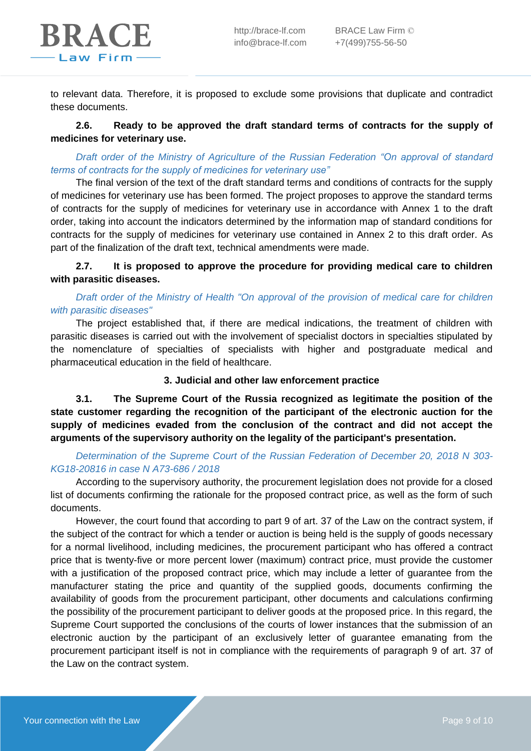to relevant data. Therefore, it is proposed to exclude some provisions that duplicate and contradict these documents.

**2.6. Ready to be approved the draft standard terms of contracts for the supply of medicines for veterinary use.**

*Draft order of the Ministry of Agriculture of the Russian Federation “On approval of standard terms of contracts for the supply of medicines for veterinary use”*

The final version of the text of the draft standard terms and conditions of contracts for the supply of medicines for veterinary use has been formed. The project proposes to approve the standard terms of contracts for the supply of medicines for veterinary use in accordance with Annex 1 to the draft order, taking into account the indicators determined by the information map of standard conditions for contracts for the supply of medicines for veterinary use contained in Annex 2 to this draft order. As part of the finalization of the draft text, technical amendments were made.

**2.7. It is proposed to approve the procedure for providing medical care to children with parasitic diseases.**

*Draft order of the Ministry of Health "On approval of the provision of medical care for children with parasitic diseases"*

The project established that, if there are medical indications, the treatment of children with parasitic diseases is carried out with the involvement of specialist doctors in specialties stipulated by the nomenclature of specialties of specialists with higher and postgraduate medical and pharmaceutical education in the field of healthcare.

## 3. Judicial and other law enforcement practice

**3.1. The Supreme Court of the Russia recognized as legitimate the position of the state customer regarding the recognition of the participant of the electronic auction for the supply of medicines evaded from the conclusion of the contract and did not accept the arguments of the supervisory authority on the legality of the participant's presentation.**

*Determination of the Supreme Court of the Russian Federation of December 20, 2018 N 303-KG18-20816 in case N A73-686 / 2018*

According to the supervisory authority, the procurement legislation does not provide for a closed list of documents confirming the rationale for the proposed contract price, as well as the form of such documents.

However, the court found that according to part 9 of art. 37 of the Law on the contract system, if the subject of the contract for which a tender or auction is being held is the supply of goods necessary for a normal livelihood, including medicines, the procurement participant who has offered a contract price that is twenty-five or more percent lower (maximum) contract price, must provide the customer with a justification of the proposed contract price, which may include a letter of guarantee from the manufacturer stating the price and quantity of the supplied goods, documents confirming the availability of goods from the procurement participant, other documents and calculations confirming the possibility of the procurement participant to deliver goods at the proposed price. In this regard, the Supreme Court supported the conclusions of the courts of lower instances that the submission of an electronic auction by the participant of an exclusively letter of guarantee emanating from the procurement participant itself is not in compliance with the requirements of paragraph 9 of art. 37 of the Law on the contract system.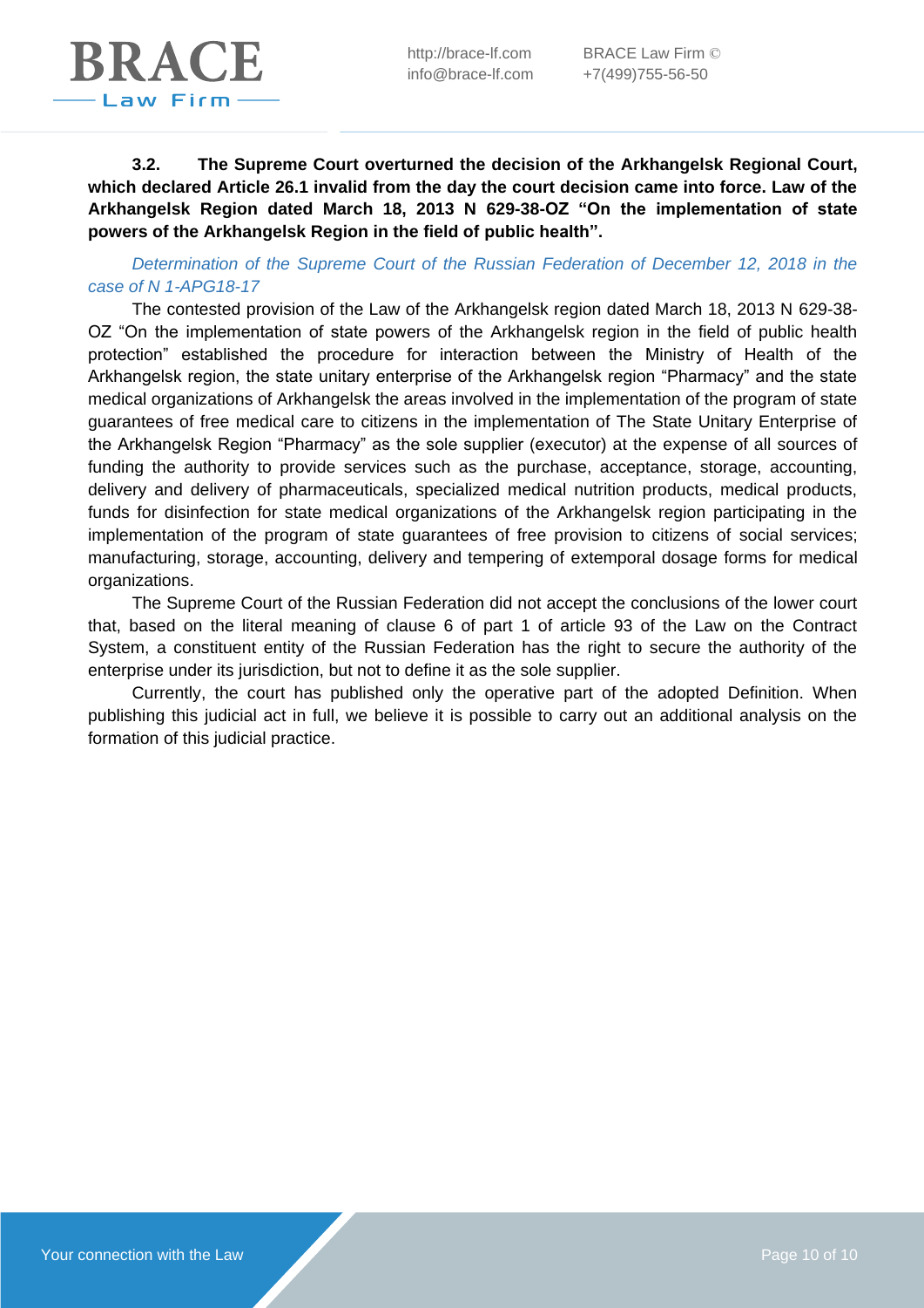**3.2. The Supreme Court overturned the decision of the Arkhangelsk Regional Court, which declared Article 26.1 invalid from the day the court decision came into force. Law of the Arkhangelsk Region dated March 18, 2013 N 629-38-OZ "On the implementation of state powers of the Arkhangelsk Region in the field of public health".**

*Determination of the Supreme Court of the Russian Federation of December 12, 2018 in the case of N 1-APG18-17*

The contested provision of the Law of the Arkhangelsk region dated March 18, 2013 N 629-38-OZ "On the implementation of state powers of the Arkhangelsk region in the field of public health protection" established the procedure for interaction between the Ministry of Health of the Arkhangelsk region, the state unitary enterprise of the Arkhangelsk region "Pharmacy" and the state medical organizations of Arkhangelsk the areas involved in the implementation of the program of state guarantees of free medical care to citizens in the implementation of The State Unitary Enterprise of the Arkhangelsk Region "Pharmacy" as the sole supplier (executor) at the expense of all sources of funding the authority to provide services such as the purchase, acceptance, storage, accounting, delivery and delivery of pharmaceuticals, specialized medical nutrition products, medical products, funds for disinfection for state medical organizations of the Arkhangelsk region participating in the implementation of the program of state guarantees of free provision to citizens of social services; manufacturing, storage, accounting, delivery and tempering of extemporal dosage forms for medical organizations.

The Supreme Court of the Russian Federation did not accept the conclusions of the lower court that, based on the literal meaning of clause 6 of part 1 of article 93 of the Law on the Contract System, a constituent entity of the Russian Federation has the right to secure the authority of the enterprise under its jurisdiction, but not to define it as the sole supplier.

Currently, the court has published only the operative part of the adopted Definition. When publishing this judicial act in full, we believe it is possible to carry out an additional analysis on the formation of this judicial practice.